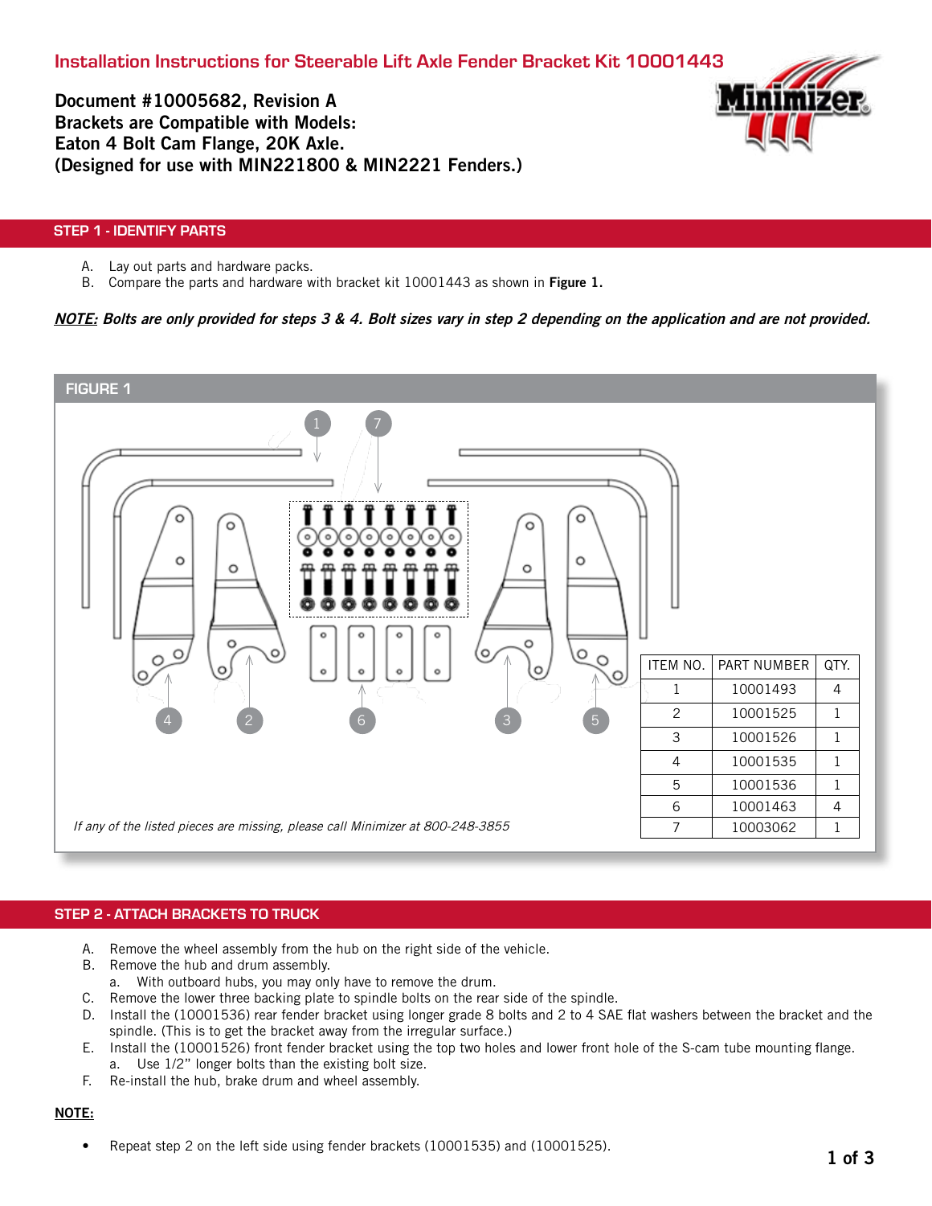# Installation Instructions for Steerable Lift Axle Fender Bracket Kit 10001443

**Document #10005682, Revision A**
**Brackets are Compatible with Models:**
**Eaton 4 Bolt Cam Flange, 20K Axle.**
**(Designed for use with MIN221800 & MIN2221 Fenders.)**

## STEP 1 - IDENTIFY PARTS

A. Lay out parts and hardware packs.
B. Compare the parts and hardware with bracket kit 10001443 as shown in **Figure 1.**

***NOTE:*** ***Bolts are only provided for steps 3 & 4. Bolt sizes vary in step 2 depending on the application and are not provided.***

### FIGURE 1

| ITEM NO. | PART NUMBER | QTY. |
|---|---|---|
| 1 | 10001493 | 4 |
| 2 | 10001525 | 1 |
| 3 | 10001526 | 1 |
| 4 | 10001535 | 1 |
| 5 | 10001536 | 1 |
| 6 | 10001463 | 4 |
| 7 | 10003062 | 1 |

*If any of the listed pieces are missing, please call Minimizer at 800-248-3855*

## STEP 2 - ATTACH BRACKETS TO TRUCK

A. Remove the wheel assembly from the hub on the right side of the vehicle.
B. Remove the hub and drum assembly.
   a. With outboard hubs, you may only have to remove the drum.
C. Remove the lower three backing plate to spindle bolts on the rear side of the spindle.
D. Install the (10001536) rear fender bracket using longer grade 8 bolts and 2 to 4 SAE flat washers between the bracket and the spindle. (This is to get the bracket away from the irregular surface.)
E. Install the (10001526) front fender bracket using the top two holes and lower front hole of the S-cam tube mounting flange.
   a. Use 1/2" longer bolts than the existing bolt size.
F. Re-install the hub, brake drum and wheel assembly.

**NOTE:**

- Repeat step 2 on the left side using fender brackets (10001535) and (10001525).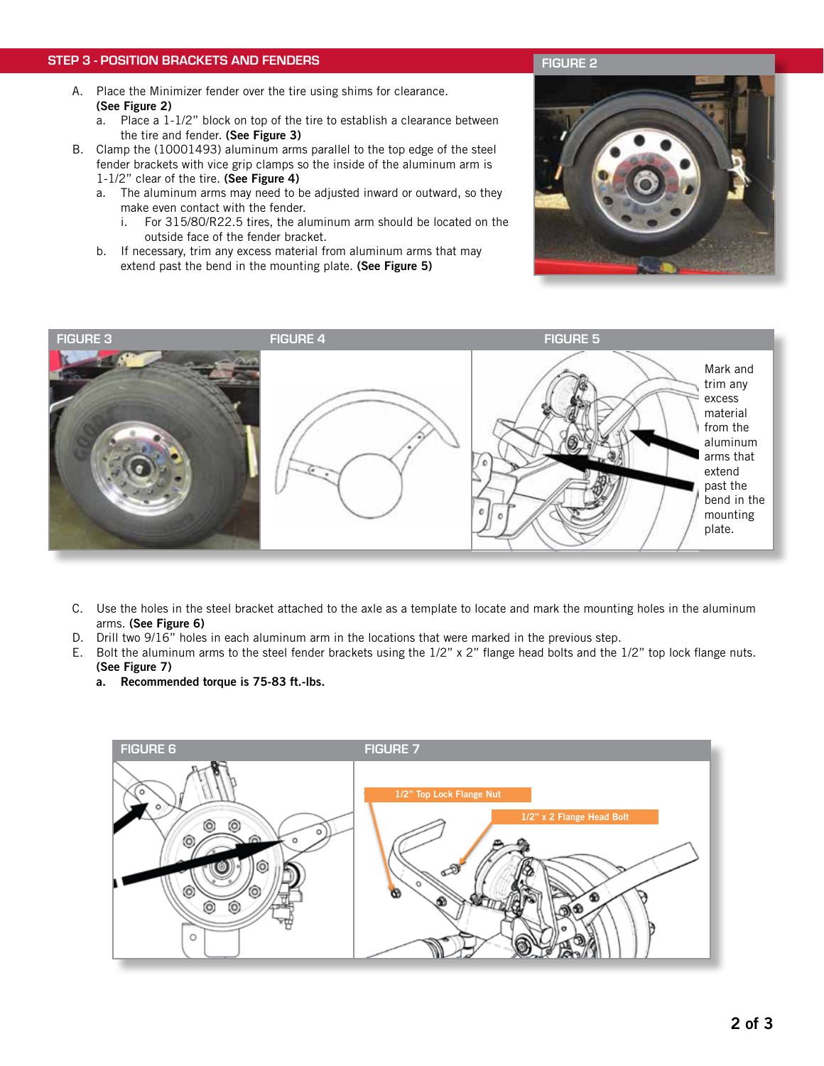## STEP 3 - POSITION BRACKETS AND FENDERS

A. Place the Minimizer fender over the tire using shims for clearance. **(See Figure 2)**
   a. Place a 1-1/2" block on top of the tire to establish a clearance between the tire and fender. **(See Figure 3)**

B. Clamp the (10001493) aluminum arms parallel to the top edge of the steel fender brackets with vice grip clamps so the inside of the aluminum arm is 1-1/2" clear of the tire. **(See Figure 4)**
   a. The aluminum arms may need to be adjusted inward or outward, so they make even contact with the fender.
      i. For 315/80/R22.5 tires, the aluminum arm should be located on the outside face of the fender bracket.
   b. If necessary, trim any excess material from aluminum arms that may extend past the bend in the mounting plate. **(See Figure 5)**

FIGURE 2

FIGURE 3

FIGURE 4

FIGURE 5

Mark and trim any excess material from the aluminum arms that extend past the bend in the mounting plate.

C. Use the holes in the steel bracket attached to the axle as a template to locate and mark the mounting holes in the aluminum arms. **(See Figure 6)**

D. Drill two 9/16" holes in each aluminum arm in the locations that were marked in the previous step.

E. Bolt the aluminum arms to the steel fender brackets using the 1/2" x 2" flange head bolts and the 1/2" top lock flange nuts. **(See Figure 7)**
   **a. Recommended torque is 75-83 ft.-lbs.**

FIGURE 6

FIGURE 7

1/2" Top Lock Flange Nut

1/2" x 2 Flange Head Bolt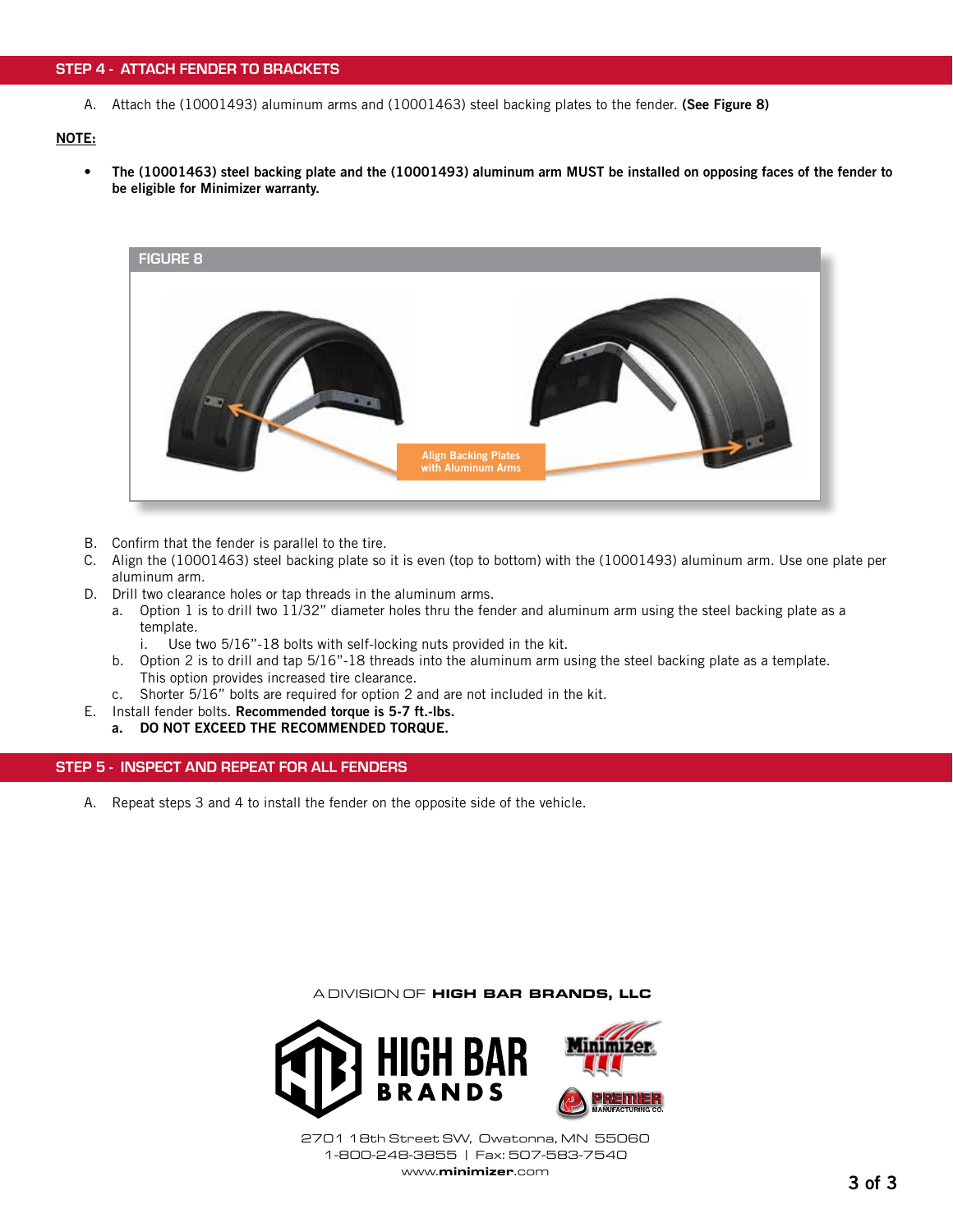## STEP 4 - ATTACH FENDER TO BRACKETS

A. Attach the (10001493) aluminum arms and (10001463) steel backing plates to the fender. **(See Figure 8)**

**NOTE:**

- **The (10001463) steel backing plate and the (10001493) aluminum arm MUST be installed on opposing faces of the fender to be eligible for Minimizer warranty.**

FIGURE 8

Align Backing Plates with Aluminum Arms

B. Confirm that the fender is parallel to the tire.

C. Align the (10001463) steel backing plate so it is even (top to bottom) with the (10001493) aluminum arm. Use one plate per aluminum arm.

D. Drill two clearance holes or tap threads in the aluminum arms.

   a. Option 1 is to drill two 11/32" diameter holes thru the fender and aluminum arm using the steel backing plate as a template.

      i. Use two 5/16"-18 bolts with self-locking nuts provided in the kit.

   b. Option 2 is to drill and tap 5/16"-18 threads into the aluminum arm using the steel backing plate as a template. This option provides increased tire clearance.

   c. Shorter 5/16" bolts are required for option 2 and are not included in the kit.

E. Install fender bolts. **Recommended torque is 5-7 ft.-lbs.**

   **a. DO NOT EXCEED THE RECOMMENDED TORQUE.**

## STEP 5 - INSPECT AND REPEAT FOR ALL FENDERS

A. Repeat steps 3 and 4 to install the fender on the opposite side of the vehicle.

A DIVISION OF **HIGH BAR BRANDS, LLC**

HIGH BAR BRANDS

Minimizer

PREMIER MANUFACTURING CO.

2701 18th Street SW, Owatonna, MN 55060
1-800-248-3855 | Fax: 507-583-7540
www.**minimizer**.com